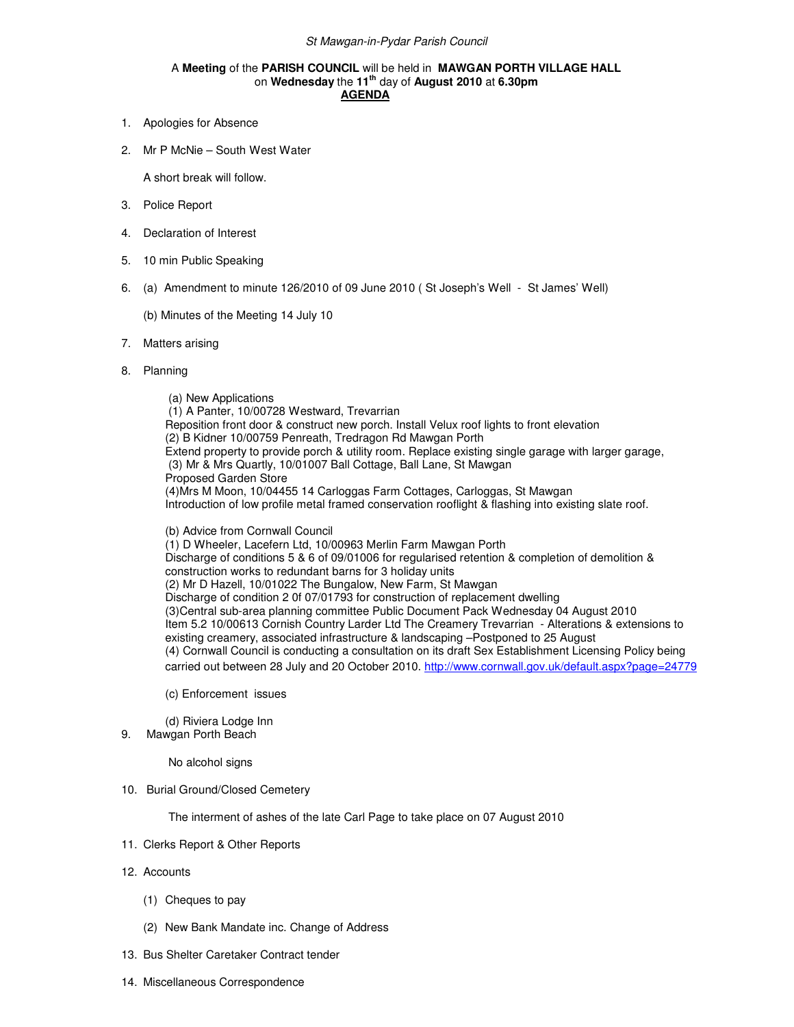*St Mawgan-in-Pydar Parish Council*

A **Meeting** of the **PARISH COUNCIL** will be held in **MAWGAN PORTH VILLAGE HALL** on **Wednesday** the **11th** day of **August 2010** at **6.30pm**

**AGENDA**

1. Apologies for Absence

2. Mr P McNie – South West Water

   A short break will follow.

3. Police Report

4. Declaration of Interest

5. 10 min Public Speaking

6. (a) Amendment to minute 126/2010 of 09 June 2010 ( St Joseph's Well - St James' Well)

   (b) Minutes of the Meeting 14 July 10

7. Matters arising

8. Planning

   (a) New Applications
   (1) A Panter, 10/00728 Westward, Trevarrian
   Reposition front door & construct new porch. Install Velux roof lights to front elevation
   (2) B Kidner 10/00759 Penreath, Tredragon Rd Mawgan Porth
   Extend property to provide porch & utility room. Replace existing single garage with larger garage,
   (3) Mr & Mrs Quartly, 10/01007 Ball Cottage, Ball Lane, St Mawgan
   Proposed Garden Store
   (4)Mrs M Moon, 10/04455 14 Carloggas Farm Cottages, Carloggas, St Mawgan
   Introduction of low profile metal framed conservation rooflight & flashing into existing slate roof.

   (b) Advice from Cornwall Council
   (1) D Wheeler, Lacefern Ltd, 10/00963 Merlin Farm Mawgan Porth
   Discharge of conditions 5 & 6 of 09/01006 for regularised retention & completion of demolition & construction works to redundant barns for 3 holiday units
   (2) Mr D Hazell, 10/01022 The Bungalow, New Farm, St Mawgan
   Discharge of condition 2 0f 07/01793 for construction of replacement dwelling
   (3)Central sub-area planning committee Public Document Pack Wednesday 04 August 2010
   Item 5.2 10/00613 Cornish Country Larder Ltd The Creamery Trevarrian - Alterations & extensions to existing creamery, associated infrastructure & landscaping –Postponed to 25 August
   (4) Cornwall Council is conducting a consultation on its draft Sex Establishment Licensing Policy being carried out between 28 July and 20 October 2010. http://www.cornwall.gov.uk/default.aspx?page=24779

   (c) Enforcement issues

   (d) Riviera Lodge Inn

9. Mawgan Porth Beach

   No alcohol signs

10. Burial Ground/Closed Cemetery

    The interment of ashes of the late Carl Page to take place on 07 August 2010

11. Clerks Report & Other Reports

12. Accounts

    (1) Cheques to pay

    (2) New Bank Mandate inc. Change of Address

13. Bus Shelter Caretaker Contract tender

14. Miscellaneous Correspondence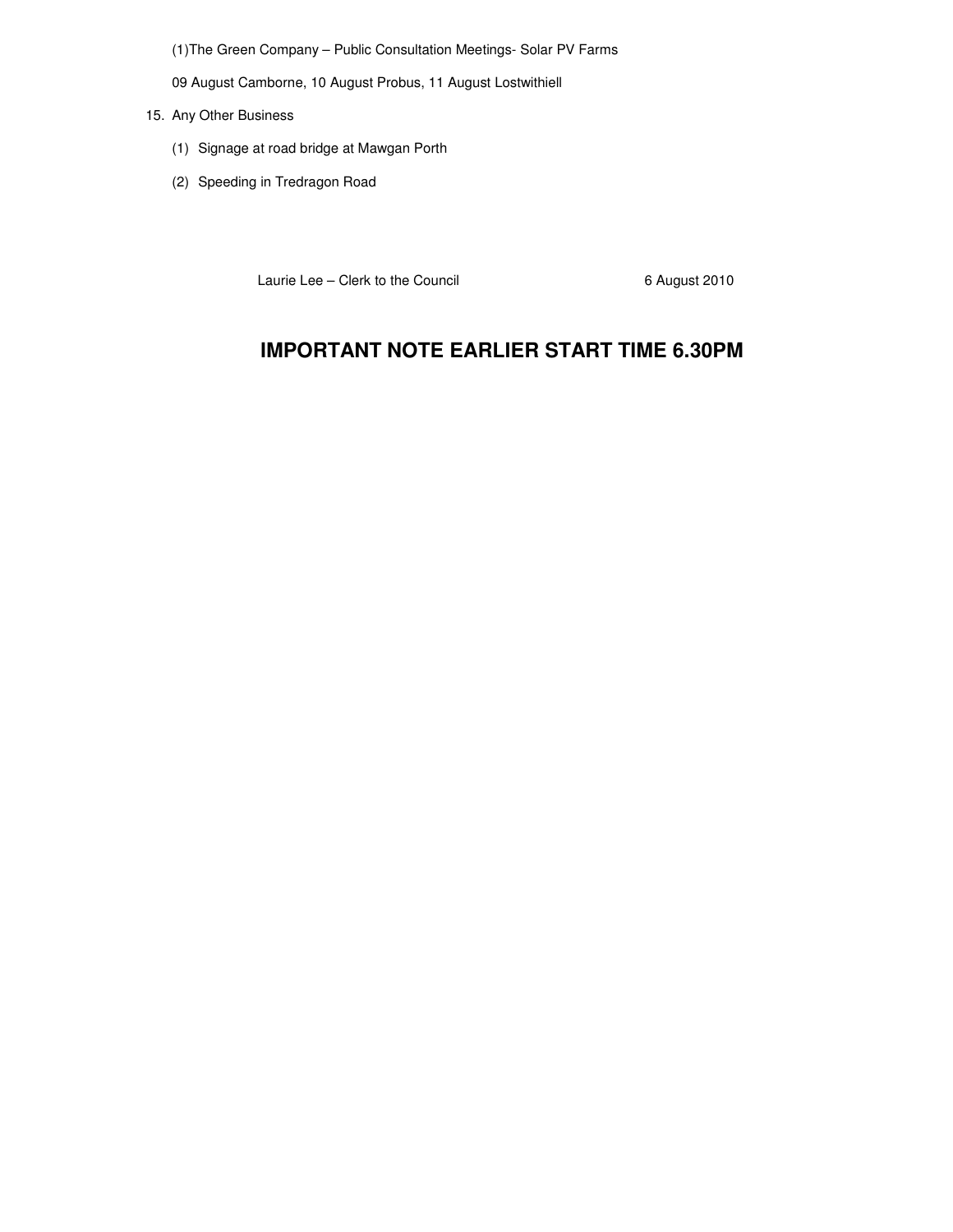(1)The Green Company – Public Consultation Meetings- Solar PV Farms

09 August Camborne, 10 August Probus, 11 August Lostwithiell

15. Any Other Business

    (1) Signage at road bridge at Mawgan Porth

    (2) Speeding in Tredragon Road

Laurie Lee – Clerk to the Council 6 August 2010

**IMPORTANT NOTE EARLIER START TIME 6.30PM**